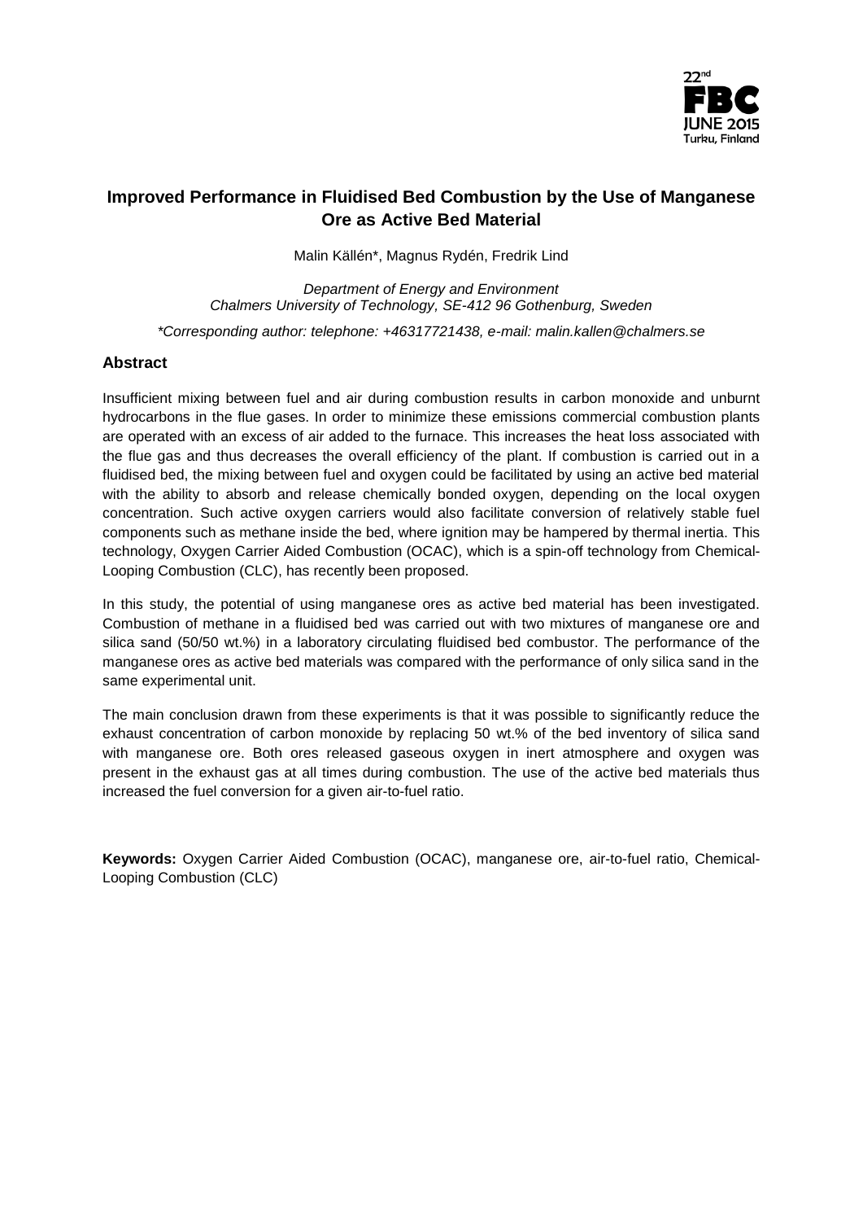# Improved Performance in Fluidised Bed Combustion by the Use of Manganese Ore as Active Bed Material

Malin Källén*, Magnus Rydén, Fredrik Lind

*Department of Energy and Environment*
*Chalmers University of Technology, SE-412 96 Gothenburg, Sweden*

*\*Corresponding author: telephone: +46317721438, e-mail: malin.kallen@chalmers.se*

## Abstract

Insufficient mixing between fuel and air during combustion results in carbon monoxide and unburnt hydrocarbons in the flue gases. In order to minimize these emissions commercial combustion plants are operated with an excess of air added to the furnace. This increases the heat loss associated with the flue gas and thus decreases the overall efficiency of the plant. If combustion is carried out in a fluidised bed, the mixing between fuel and oxygen could be facilitated by using an active bed material with the ability to absorb and release chemically bonded oxygen, depending on the local oxygen concentration. Such active oxygen carriers would also facilitate conversion of relatively stable fuel components such as methane inside the bed, where ignition may be hampered by thermal inertia. This technology, Oxygen Carrier Aided Combustion (OCAC), which is a spin-off technology from Chemical-Looping Combustion (CLC), has recently been proposed.

In this study, the potential of using manganese ores as active bed material has been investigated. Combustion of methane in a fluidised bed was carried out with two mixtures of manganese ore and silica sand (50/50 wt.%) in a laboratory circulating fluidised bed combustor. The performance of the manganese ores as active bed materials was compared with the performance of only silica sand in the same experimental unit.

The main conclusion drawn from these experiments is that it was possible to significantly reduce the exhaust concentration of carbon monoxide by replacing 50 wt.% of the bed inventory of silica sand with manganese ore. Both ores released gaseous oxygen in inert atmosphere and oxygen was present in the exhaust gas at all times during combustion. The use of the active bed materials thus increased the fuel conversion for a given air-to-fuel ratio.

**Keywords:** Oxygen Carrier Aided Combustion (OCAC), manganese ore, air-to-fuel ratio, Chemical-Looping Combustion (CLC)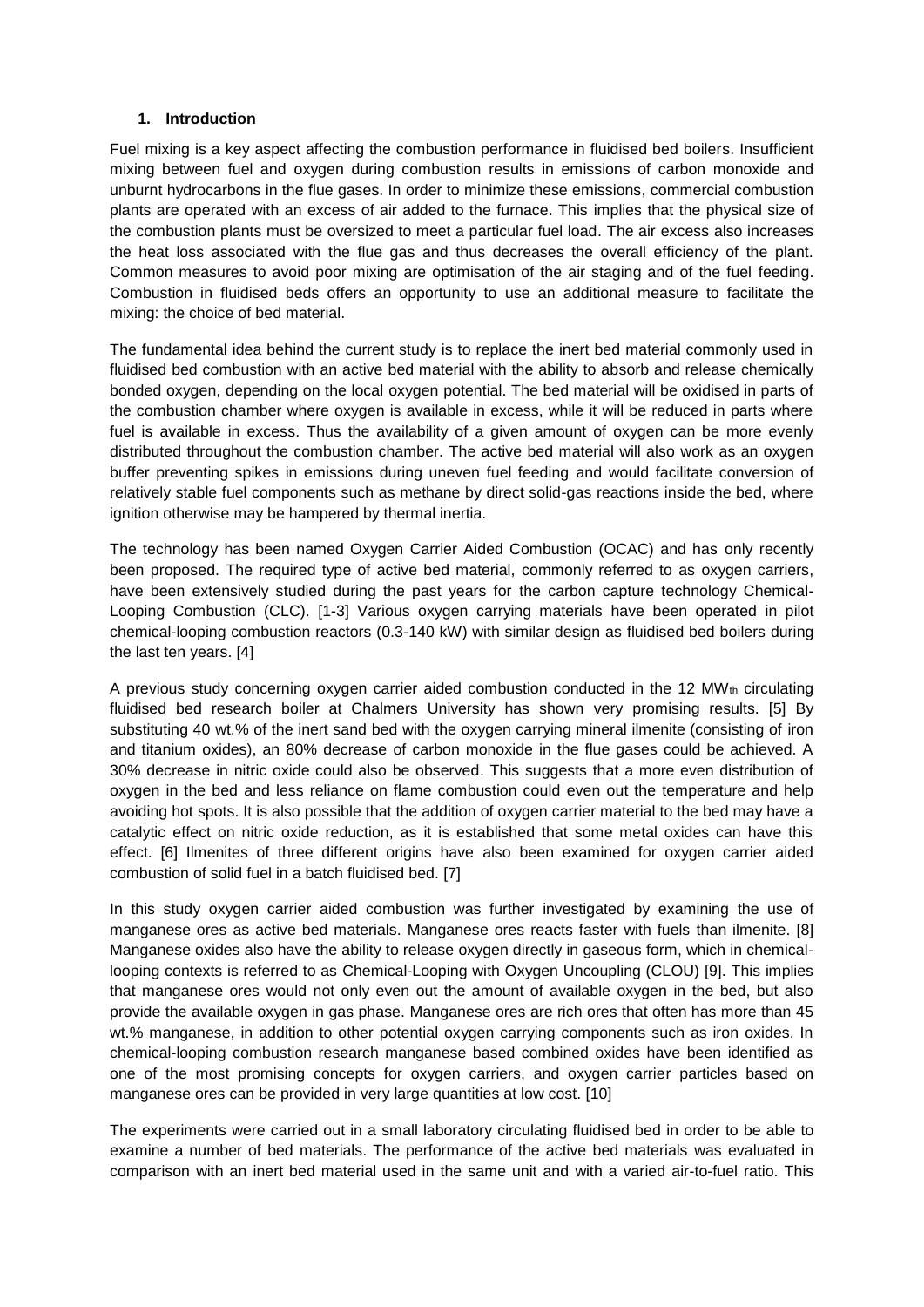## 1. Introduction

Fuel mixing is a key aspect affecting the combustion performance in fluidised bed boilers. Insufficient mixing between fuel and oxygen during combustion results in emissions of carbon monoxide and unburnt hydrocarbons in the flue gases. In order to minimize these emissions, commercial combustion plants are operated with an excess of air added to the furnace. This implies that the physical size of the combustion plants must be oversized to meet a particular fuel load. The air excess also increases the heat loss associated with the flue gas and thus decreases the overall efficiency of the plant. Common measures to avoid poor mixing are optimisation of the air staging and of the fuel feeding. Combustion in fluidised beds offers an opportunity to use an additional measure to facilitate the mixing: the choice of bed material.

The fundamental idea behind the current study is to replace the inert bed material commonly used in fluidised bed combustion with an active bed material with the ability to absorb and release chemically bonded oxygen, depending on the local oxygen potential. The bed material will be oxidised in parts of the combustion chamber where oxygen is available in excess, while it will be reduced in parts where fuel is available in excess. Thus the availability of a given amount of oxygen can be more evenly distributed throughout the combustion chamber. The active bed material will also work as an oxygen buffer preventing spikes in emissions during uneven fuel feeding and would facilitate conversion of relatively stable fuel components such as methane by direct solid-gas reactions inside the bed, where ignition otherwise may be hampered by thermal inertia.

The technology has been named Oxygen Carrier Aided Combustion (OCAC) and has only recently been proposed. The required type of active bed material, commonly referred to as oxygen carriers, have been extensively studied during the past years for the carbon capture technology Chemical-Looping Combustion (CLC). [1-3] Various oxygen carrying materials have been operated in pilot chemical-looping combustion reactors (0.3-140 kW) with similar design as fluidised bed boilers during the last ten years. [4]

A previous study concerning oxygen carrier aided combustion conducted in the 12 $MW_{th}$ circulating fluidised bed research boiler at Chalmers University has shown very promising results. [5] By substituting 40 wt.% of the inert sand bed with the oxygen carrying mineral ilmenite (consisting of iron and titanium oxides), an 80% decrease of carbon monoxide in the flue gases could be achieved. A 30% decrease in nitric oxide could also be observed. This suggests that a more even distribution of oxygen in the bed and less reliance on flame combustion could even out the temperature and help avoiding hot spots. It is also possible that the addition of oxygen carrier material to the bed may have a catalytic effect on nitric oxide reduction, as it is established that some metal oxides can have this effect. [6] Ilmenites of three different origins have also been examined for oxygen carrier aided combustion of solid fuel in a batch fluidised bed. [7]

In this study oxygen carrier aided combustion was further investigated by examining the use of manganese ores as active bed materials. Manganese ores reacts faster with fuels than ilmenite. [8] Manganese oxides also have the ability to release oxygen directly in gaseous form, which in chemical-looping contexts is referred to as Chemical-Looping with Oxygen Uncoupling (CLOU) [9]. This implies that manganese ores would not only even out the amount of available oxygen in the bed, but also provide the available oxygen in gas phase. Manganese ores are rich ores that often has more than 45 wt.% manganese, in addition to other potential oxygen carrying components such as iron oxides. In chemical-looping combustion research manganese based combined oxides have been identified as one of the most promising concepts for oxygen carriers, and oxygen carrier particles based on manganese ores can be provided in very large quantities at low cost. [10]

The experiments were carried out in a small laboratory circulating fluidised bed in order to be able to examine a number of bed materials. The performance of the active bed materials was evaluated in comparison with an inert bed material used in the same unit and with a varied air-to-fuel ratio. This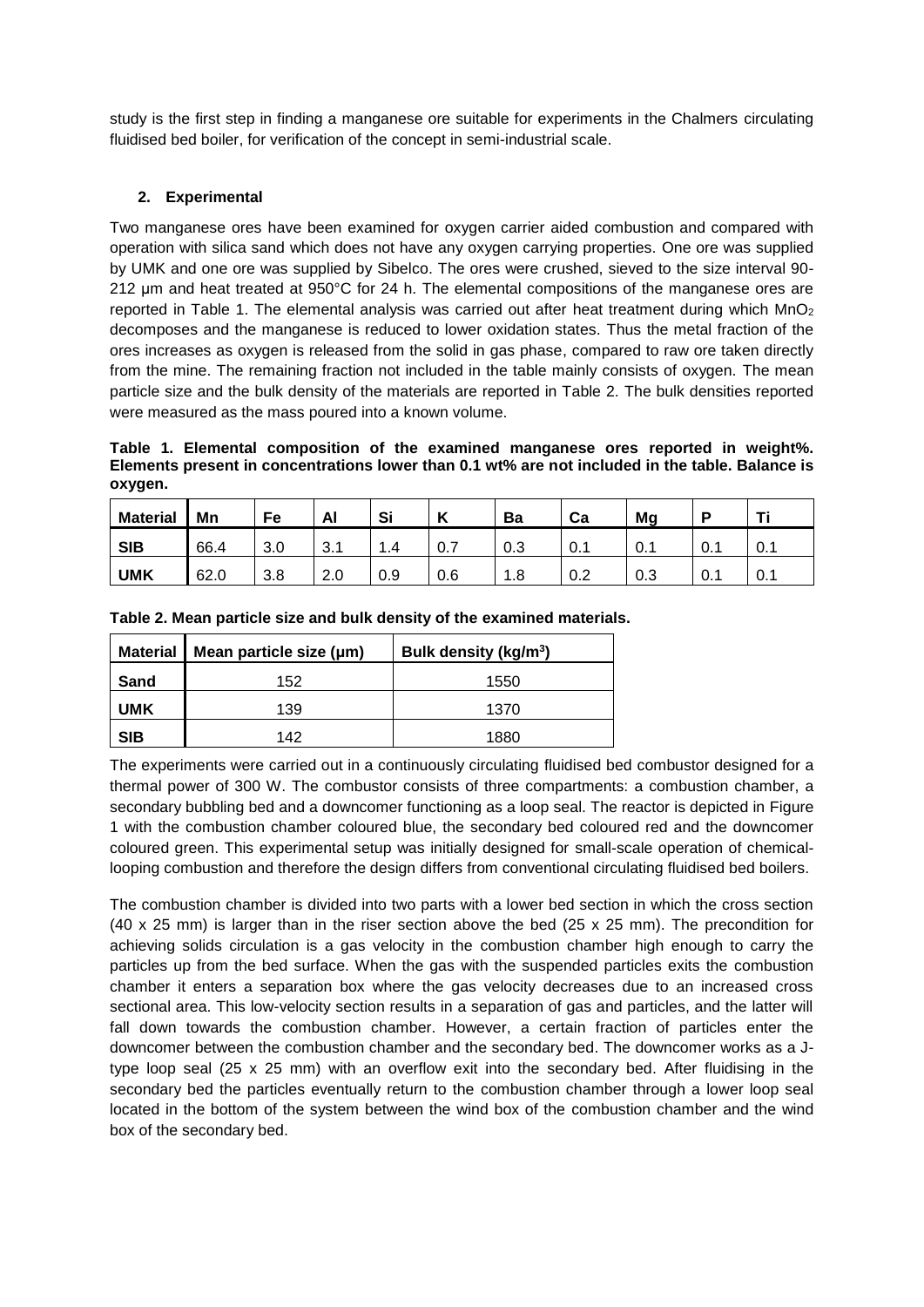study is the first step in finding a manganese ore suitable for experiments in the Chalmers circulating fluidised bed boiler, for verification of the concept in semi-industrial scale.

## 2. Experimental

Two manganese ores have been examined for oxygen carrier aided combustion and compared with operation with silica sand which does not have any oxygen carrying properties. One ore was supplied by UMK and one ore was supplied by Sibelco. The ores were crushed, sieved to the size interval 90-212 µm and heat treated at 950°C for 24 h. The elemental compositions of the manganese ores are reported in Table 1. The elemental analysis was carried out after heat treatment during which $MnO_2$ decomposes and the manganese is reduced to lower oxidation states. Thus the metal fraction of the ores increases as oxygen is released from the solid in gas phase, compared to raw ore taken directly from the mine. The remaining fraction not included in the table mainly consists of oxygen. The mean particle size and the bulk density of the materials are reported in Table 2. The bulk densities reported were measured as the mass poured into a known volume.

**Table 1. Elemental composition of the examined manganese ores reported in weight%. Elements present in concentrations lower than 0.1 wt% are not included in the table. Balance is oxygen.**

| Material | Mn | Fe | Al | Si | K | Ba | Ca | Mg | P | Ti |
|---|---|---|---|---|---|---|---|---|---|---|
| SIB | 66.4 | 3.0 | 3.1 | 1.4 | 0.7 | 0.3 | 0.1 | 0.1 | 0.1 | 0.1 |
| UMK | 62.0 | 3.8 | 2.0 | 0.9 | 0.6 | 1.8 | 0.2 | 0.3 | 0.1 | 0.1 |

**Table 2. Mean particle size and bulk density of the examined materials.**

| Material | Mean particle size (µm) | Bulk density ($kg/m^3$) |
|---|---|---|
| Sand | 152 | 1550 |
| UMK | 139 | 1370 |
| SIB | 142 | 1880 |

The experiments were carried out in a continuously circulating fluidised bed combustor designed for a thermal power of 300 W. The combustor consists of three compartments: a combustion chamber, a secondary bubbling bed and a downcomer functioning as a loop seal. The reactor is depicted in Figure 1 with the combustion chamber coloured blue, the secondary bed coloured red and the downcomer coloured green. This experimental setup was initially designed for small-scale operation of chemical-looping combustion and therefore the design differs from conventional circulating fluidised bed boilers.

The combustion chamber is divided into two parts with a lower bed section in which the cross section (40 x 25 mm) is larger than in the riser section above the bed (25 x 25 mm). The precondition for achieving solids circulation is a gas velocity in the combustion chamber high enough to carry the particles up from the bed surface. When the gas with the suspended particles exits the combustion chamber it enters a separation box where the gas velocity decreases due to an increased cross sectional area. This low-velocity section results in a separation of gas and particles, and the latter will fall down towards the combustion chamber. However, a certain fraction of particles enter the downcomer between the combustion chamber and the secondary bed. The downcomer works as a J-type loop seal (25 x 25 mm) with an overflow exit into the secondary bed. After fluidising in the secondary bed the particles eventually return to the combustion chamber through a lower loop seal located in the bottom of the system between the wind box of the combustion chamber and the wind box of the secondary bed.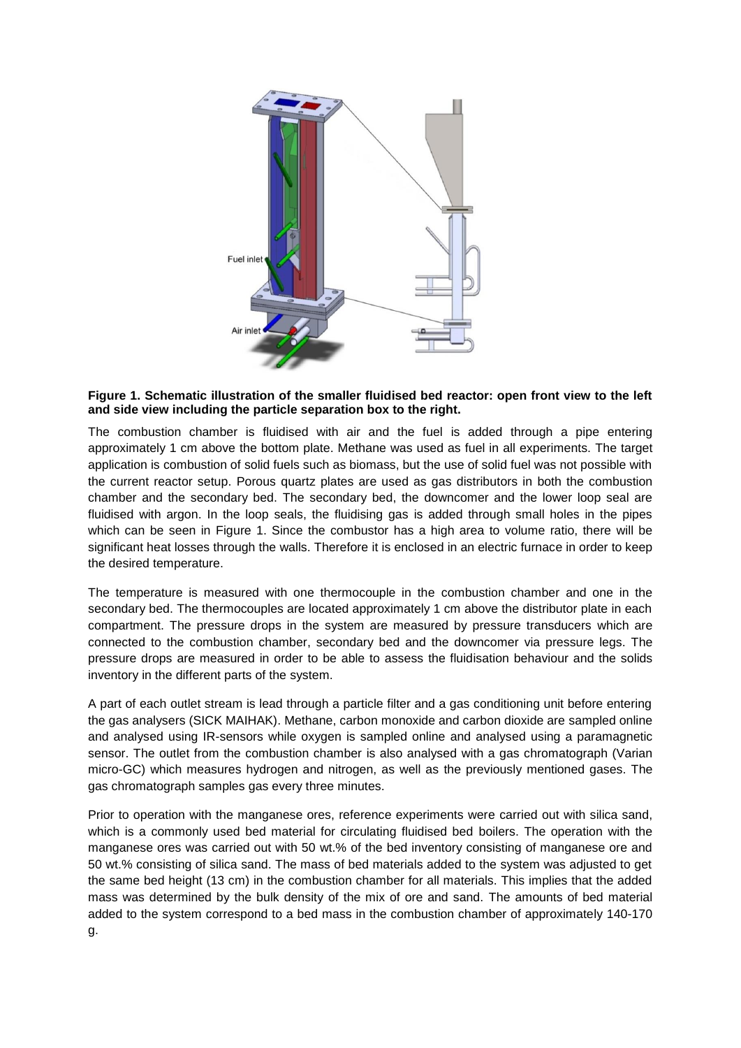**Figure 1. Schematic illustration of the smaller fluidised bed reactor: open front view to the left and side view including the particle separation box to the right.**

The combustion chamber is fluidised with air and the fuel is added through a pipe entering approximately 1 cm above the bottom plate. Methane was used as fuel in all experiments. The target application is combustion of solid fuels such as biomass, but the use of solid fuel was not possible with the current reactor setup. Porous quartz plates are used as gas distributors in both the combustion chamber and the secondary bed. The secondary bed, the downcomer and the lower loop seal are fluidised with argon. In the loop seals, the fluidising gas is added through small holes in the pipes which can be seen in Figure 1. Since the combustor has a high area to volume ratio, there will be significant heat losses through the walls. Therefore it is enclosed in an electric furnace in order to keep the desired temperature.

The temperature is measured with one thermocouple in the combustion chamber and one in the secondary bed. The thermocouples are located approximately 1 cm above the distributor plate in each compartment. The pressure drops in the system are measured by pressure transducers which are connected to the combustion chamber, secondary bed and the downcomer via pressure legs. The pressure drops are measured in order to be able to assess the fluidisation behaviour and the solids inventory in the different parts of the system.

A part of each outlet stream is lead through a particle filter and a gas conditioning unit before entering the gas analysers (SICK MAIHAK). Methane, carbon monoxide and carbon dioxide are sampled online and analysed using IR-sensors while oxygen is sampled online and analysed using a paramagnetic sensor. The outlet from the combustion chamber is also analysed with a gas chromatograph (Varian micro-GC) which measures hydrogen and nitrogen, as well as the previously mentioned gases. The gas chromatograph samples gas every three minutes.

Prior to operation with the manganese ores, reference experiments were carried out with silica sand, which is a commonly used bed material for circulating fluidised bed boilers. The operation with the manganese ores was carried out with 50 wt.% of the bed inventory consisting of manganese ore and 50 wt.% consisting of silica sand. The mass of bed materials added to the system was adjusted to get the same bed height (13 cm) in the combustion chamber for all materials. This implies that the added mass was determined by the bulk density of the mix of ore and sand. The amounts of bed material added to the system correspond to a bed mass in the combustion chamber of approximately 140-170 g.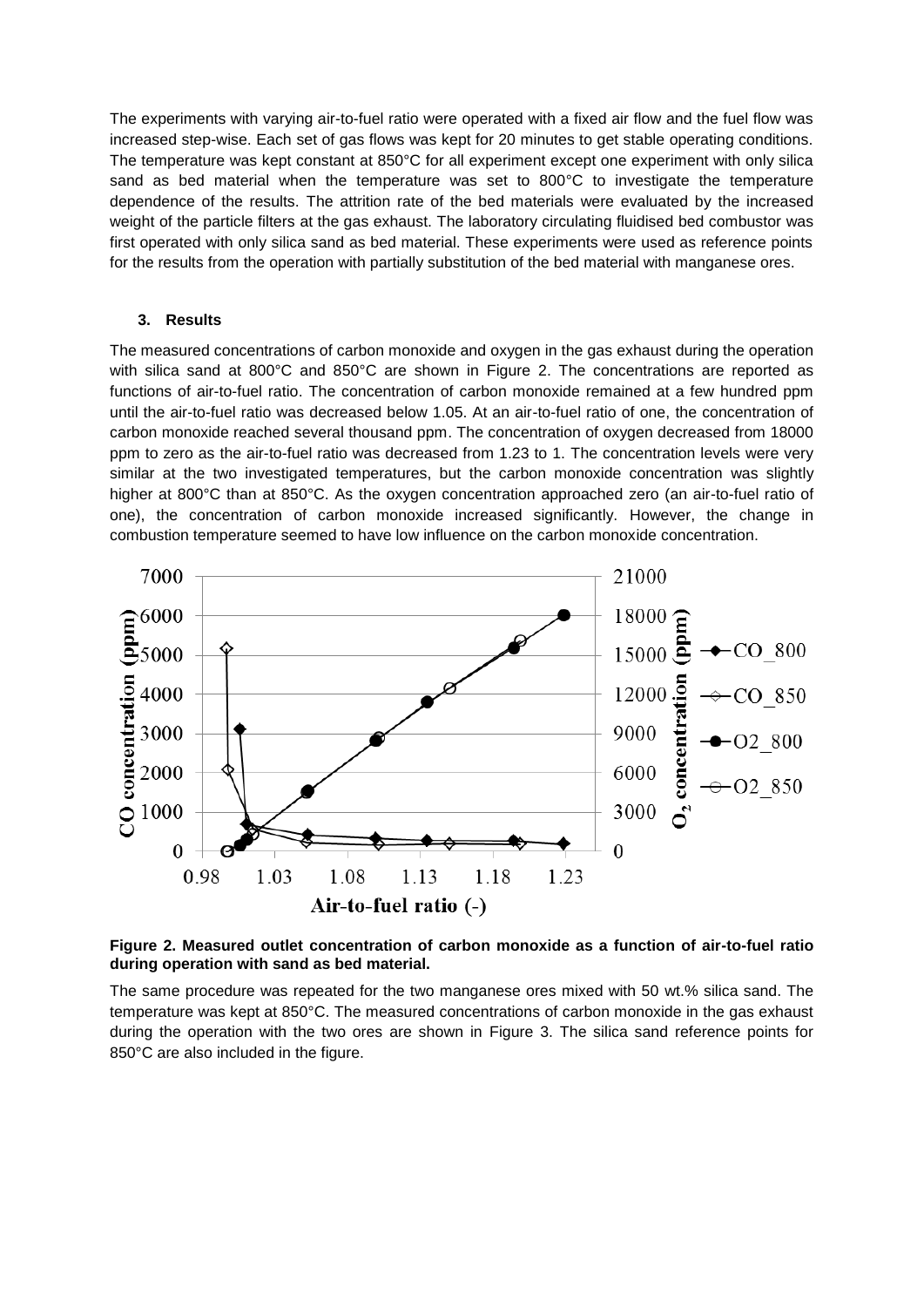The experiments with varying air-to-fuel ratio were operated with a fixed air flow and the fuel flow was increased step-wise. Each set of gas flows was kept for 20 minutes to get stable operating conditions. The temperature was kept constant at 850°C for all experiment except one experiment with only silica sand as bed material when the temperature was set to 800°C to investigate the temperature dependence of the results. The attrition rate of the bed materials were evaluated by the increased weight of the particle filters at the gas exhaust. The laboratory circulating fluidised bed combustor was first operated with only silica sand as bed material. These experiments were used as reference points for the results from the operation with partially substitution of the bed material with manganese ores.

### 3. Results

The measured concentrations of carbon monoxide and oxygen in the gas exhaust during the operation with silica sand at 800°C and 850°C are shown in Figure 2. The concentrations are reported as functions of air-to-fuel ratio. The concentration of carbon monoxide remained at a few hundred ppm until the air-to-fuel ratio was decreased below 1.05. At an air-to-fuel ratio of one, the concentration of carbon monoxide reached several thousand ppm. The concentration of oxygen decreased from 18000 ppm to zero as the air-to-fuel ratio was decreased from 1.23 to 1. The concentration levels were very similar at the two investigated temperatures, but the carbon monoxide concentration was slightly higher at 800°C than at 850°C. As the oxygen concentration approached zero (an air-to-fuel ratio of one), the concentration of carbon monoxide increased significantly. However, the change in combustion temperature seemed to have low influence on the carbon monoxide concentration.

**Figure 2. Measured outlet concentration of carbon monoxide as a function of air-to-fuel ratio during operation with sand as bed material.**

The same procedure was repeated for the two manganese ores mixed with 50 wt.% silica sand. The temperature was kept at 850°C. The measured concentrations of carbon monoxide in the gas exhaust during the operation with the two ores are shown in Figure 3. The silica sand reference points for 850°C are also included in the figure.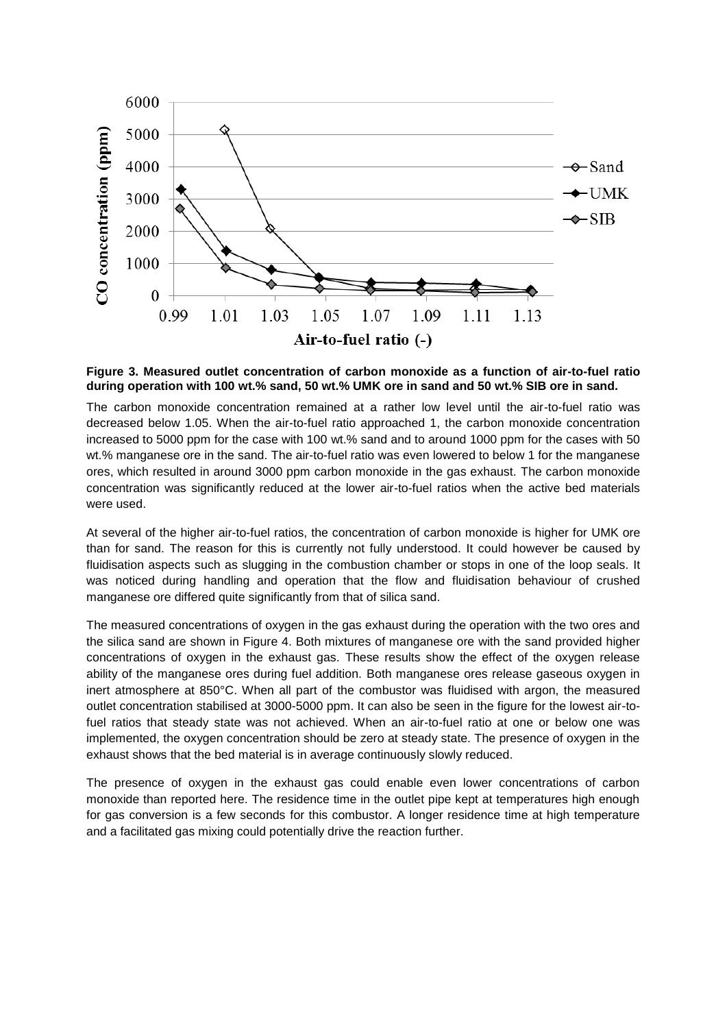**Figure 3. Measured outlet concentration of carbon monoxide as a function of air-to-fuel ratio during operation with 100 wt.% sand, 50 wt.% UMK ore in sand and 50 wt.% SIB ore in sand.**

The carbon monoxide concentration remained at a rather low level until the air-to-fuel ratio was decreased below 1.05. When the air-to-fuel ratio approached 1, the carbon monoxide concentration increased to 5000 ppm for the case with 100 wt.% sand and to around 1000 ppm for the cases with 50 wt.% manganese ore in the sand. The air-to-fuel ratio was even lowered to below 1 for the manganese ores, which resulted in around 3000 ppm carbon monoxide in the gas exhaust. The carbon monoxide concentration was significantly reduced at the lower air-to-fuel ratios when the active bed materials were used.

At several of the higher air-to-fuel ratios, the concentration of carbon monoxide is higher for UMK ore than for sand. The reason for this is currently not fully understood. It could however be caused by fluidisation aspects such as slugging in the combustion chamber or stops in one of the loop seals. It was noticed during handling and operation that the flow and fluidisation behaviour of crushed manganese ore differed quite significantly from that of silica sand.

The measured concentrations of oxygen in the gas exhaust during the operation with the two ores and the silica sand are shown in Figure 4. Both mixtures of manganese ore with the sand provided higher concentrations of oxygen in the exhaust gas. These results show the effect of the oxygen release ability of the manganese ores during fuel addition. Both manganese ores release gaseous oxygen in inert atmosphere at 850°C. When all part of the combustor was fluidised with argon, the measured outlet concentration stabilised at 3000-5000 ppm. It can also be seen in the figure for the lowest air-to-fuel ratios that steady state was not achieved. When an air-to-fuel ratio at one or below one was implemented, the oxygen concentration should be zero at steady state. The presence of oxygen in the exhaust shows that the bed material is in average continuously slowly reduced.

The presence of oxygen in the exhaust gas could enable even lower concentrations of carbon monoxide than reported here. The residence time in the outlet pipe kept at temperatures high enough for gas conversion is a few seconds for this combustor. A longer residence time at high temperature and a facilitated gas mixing could potentially drive the reaction further.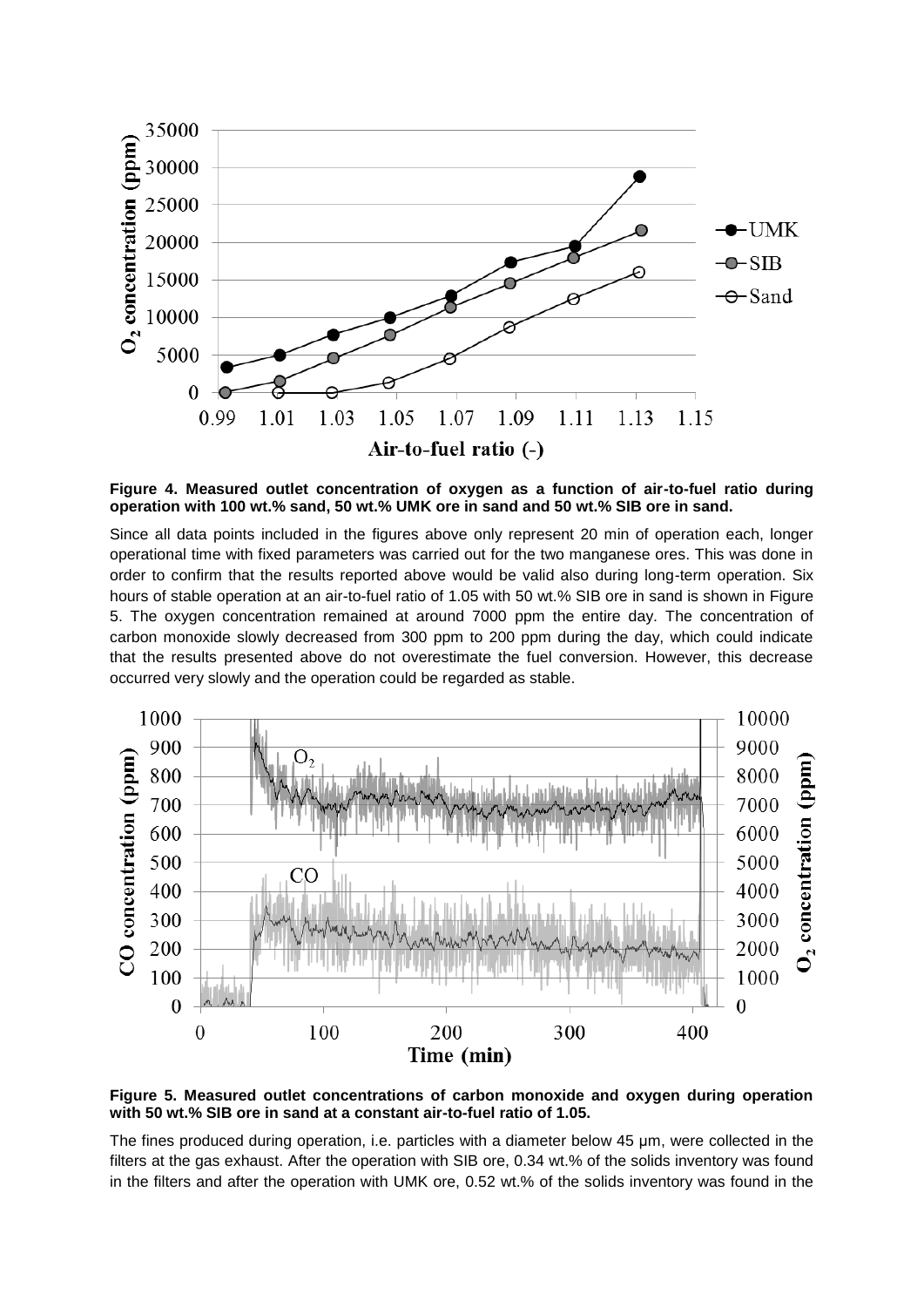**Figure 4. Measured outlet concentration of oxygen as a function of air-to-fuel ratio during operation with 100 wt.% sand, 50 wt.% UMK ore in sand and 50 wt.% SIB ore in sand.**

Since all data points included in the figures above only represent 20 min of operation each, longer operational time with fixed parameters was carried out for the two manganese ores. This was done in order to confirm that the results reported above would be valid also during long-term operation. Six hours of stable operation at an air-to-fuel ratio of 1.05 with 50 wt.% SIB ore in sand is shown in Figure 5. The oxygen concentration remained at around 7000 ppm the entire day. The concentration of carbon monoxide slowly decreased from 300 ppm to 200 ppm during the day, which could indicate that the results presented above do not overestimate the fuel conversion. However, this decrease occurred very slowly and the operation could be regarded as stable.

**Figure 5. Measured outlet concentrations of carbon monoxide and oxygen during operation with 50 wt.% SIB ore in sand at a constant air-to-fuel ratio of 1.05.**

The fines produced during operation, i.e. particles with a diameter below 45 μm, were collected in the filters at the gas exhaust. After the operation with SIB ore, 0.34 wt.% of the solids inventory was found in the filters and after the operation with UMK ore, 0.52 wt.% of the solids inventory was found in the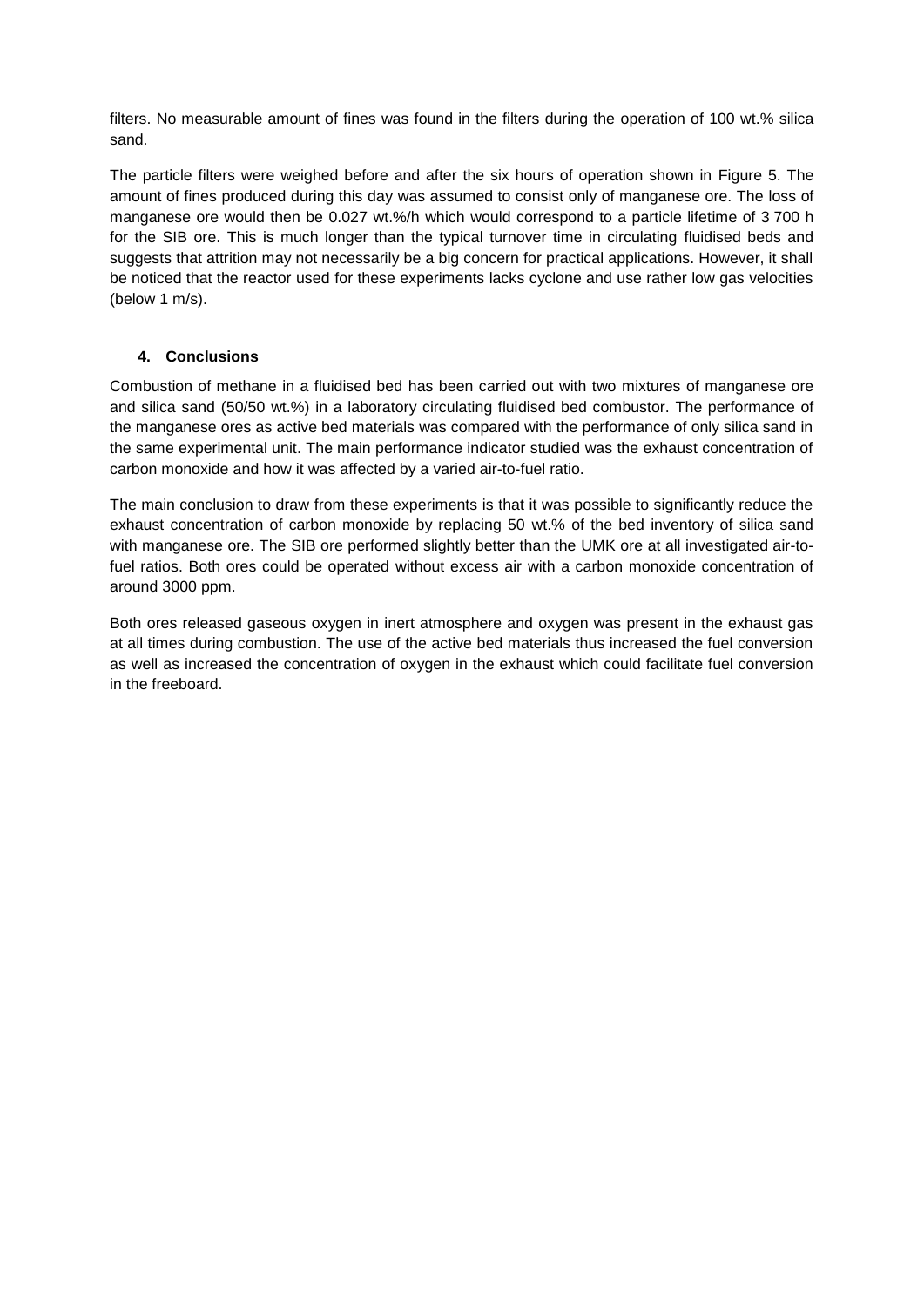filters. No measurable amount of fines was found in the filters during the operation of 100 wt.% silica sand.

The particle filters were weighed before and after the six hours of operation shown in Figure 5. The amount of fines produced during this day was assumed to consist only of manganese ore. The loss of manganese ore would then be 0.027 wt.%/h which would correspond to a particle lifetime of 3 700 h for the SIB ore. This is much longer than the typical turnover time in circulating fluidised beds and suggests that attrition may not necessarily be a big concern for practical applications. However, it shall be noticed that the reactor used for these experiments lacks cyclone and use rather low gas velocities (below 1 m/s).

## 4. Conclusions

Combustion of methane in a fluidised bed has been carried out with two mixtures of manganese ore and silica sand (50/50 wt.%) in a laboratory circulating fluidised bed combustor. The performance of the manganese ores as active bed materials was compared with the performance of only silica sand in the same experimental unit. The main performance indicator studied was the exhaust concentration of carbon monoxide and how it was affected by a varied air-to-fuel ratio.

The main conclusion to draw from these experiments is that it was possible to significantly reduce the exhaust concentration of carbon monoxide by replacing 50 wt.% of the bed inventory of silica sand with manganese ore. The SIB ore performed slightly better than the UMK ore at all investigated air-to-fuel ratios. Both ores could be operated without excess air with a carbon monoxide concentration of around 3000 ppm.

Both ores released gaseous oxygen in inert atmosphere and oxygen was present in the exhaust gas at all times during combustion. The use of the active bed materials thus increased the fuel conversion as well as increased the concentration of oxygen in the exhaust which could facilitate fuel conversion in the freeboard.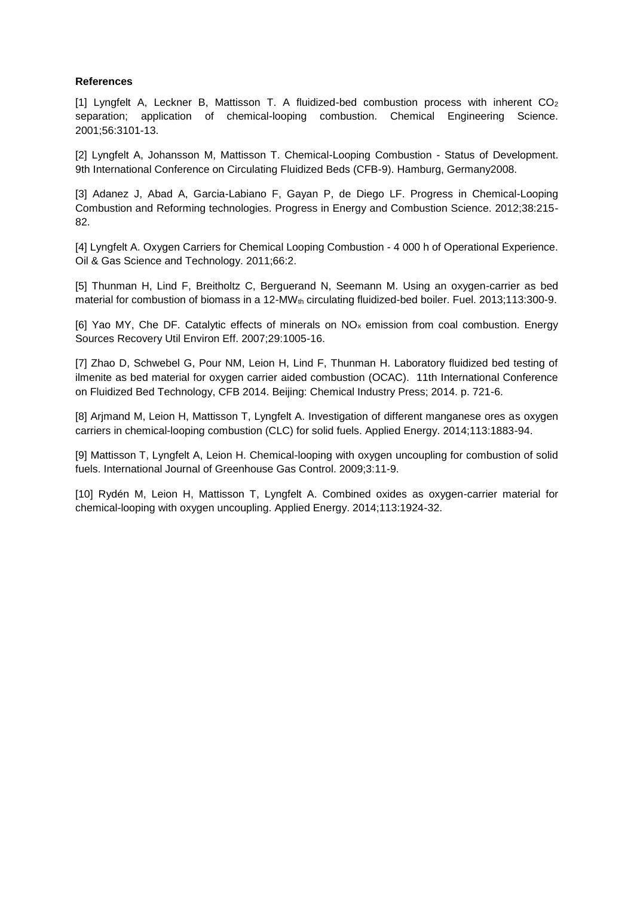**References**

[1] Lyngfelt A, Leckner B, Mattisson T. A fluidized-bed combustion process with inherent $CO_2$ separation; application of chemical-looping combustion. Chemical Engineering Science. 2001;56:3101-13.

[2] Lyngfelt A, Johansson M, Mattisson T. Chemical-Looping Combustion - Status of Development. 9th International Conference on Circulating Fluidized Beds (CFB-9). Hamburg, Germany2008.

[3] Adanez J, Abad A, Garcia-Labiano F, Gayan P, de Diego LF. Progress in Chemical-Looping Combustion and Reforming technologies. Progress in Energy and Combustion Science. 2012;38:215-82.

[4] Lyngfelt A. Oxygen Carriers for Chemical Looping Combustion - 4 000 h of Operational Experience. Oil & Gas Science and Technology. 2011;66:2.

[5] Thunman H, Lind F, Breitholtz C, Berguerand N, Seemann M. Using an oxygen-carrier as bed material for combustion of biomass in a 12-$MW_{th}$ circulating fluidized-bed boiler. Fuel. 2013;113:300-9.

[6] Yao MY, Che DF. Catalytic effects of minerals on $NO_x$ emission from coal combustion. Energy Sources Recovery Util Environ Eff. 2007;29:1005-16.

[7] Zhao D, Schwebel G, Pour NM, Leion H, Lind F, Thunman H. Laboratory fluidized bed testing of ilmenite as bed material for oxygen carrier aided combustion (OCAC). 11th International Conference on Fluidized Bed Technology, CFB 2014. Beijing: Chemical Industry Press; 2014. p. 721-6.

[8] Arjmand M, Leion H, Mattisson T, Lyngfelt A. Investigation of different manganese ores as oxygen carriers in chemical-looping combustion (CLC) for solid fuels. Applied Energy. 2014;113:1883-94.

[9] Mattisson T, Lyngfelt A, Leion H. Chemical-looping with oxygen uncoupling for combustion of solid fuels. International Journal of Greenhouse Gas Control. 2009;3:11-9.

[10] Rydén M, Leion H, Mattisson T, Lyngfelt A. Combined oxides as oxygen-carrier material for chemical-looping with oxygen uncoupling. Applied Energy. 2014;113:1924-32.